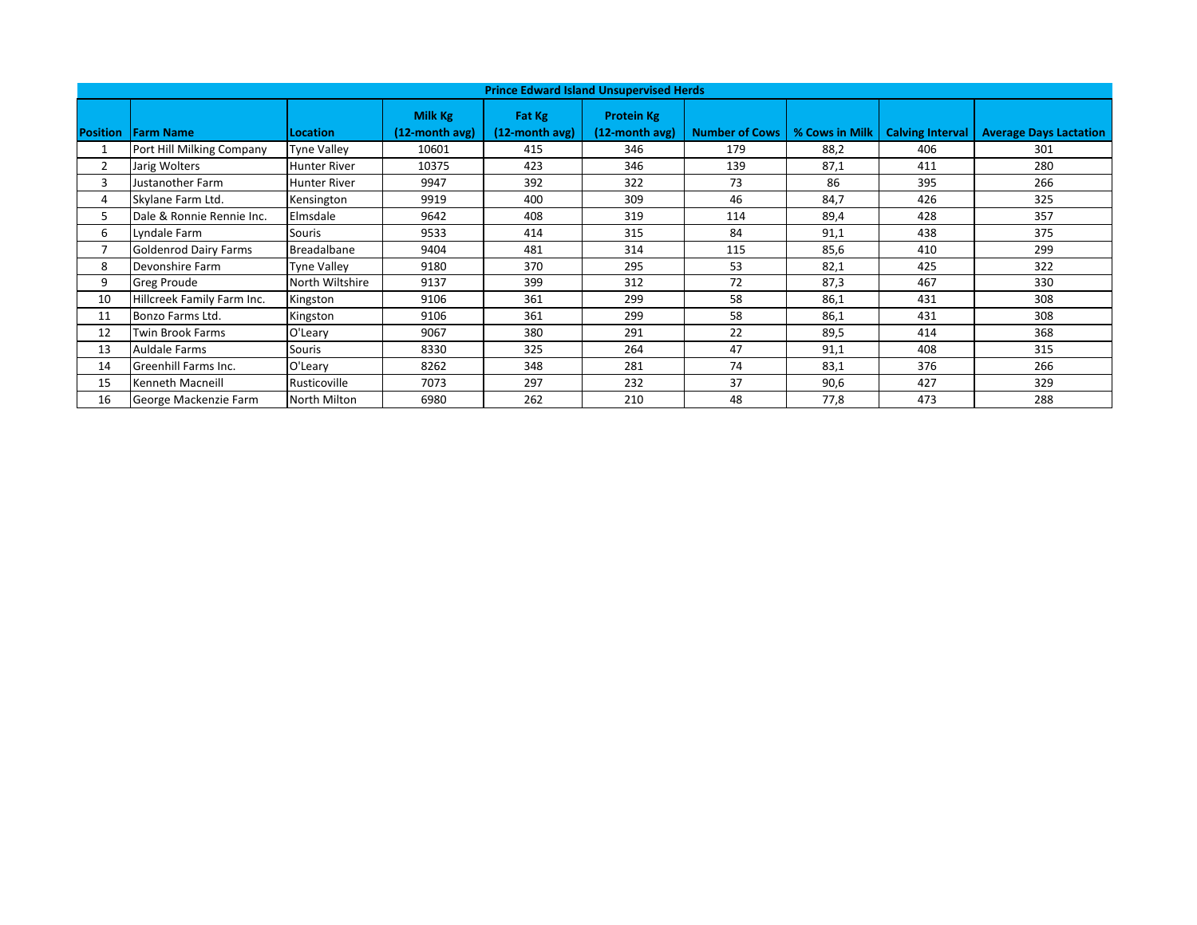| Prince Edward Island Unsupervised Herds | | | | | | | | | | |
|---|---|---|---|---|---|---|---|---|---|---|
| Position | Farm Name | Location | Milk Kg (12-month avg) | Fat Kg (12-month avg) | Protein Kg (12-month avg) | Number of Cows | % Cows in Milk | Calving Interval | Average Days Lactation |
| 1 | Port Hill Milking Company | Tyne Valley | 10601 | 415 | 346 | 179 | 88,2 | 406 | 301 |
| 2 | Jarig Wolters | Hunter River | 10375 | 423 | 346 | 139 | 87,1 | 411 | 280 |
| 3 | Justanother Farm | Hunter River | 9947 | 392 | 322 | 73 | 86 | 395 | 266 |
| 4 | Skylane Farm Ltd. | Kensington | 9919 | 400 | 309 | 46 | 84,7 | 426 | 325 |
| 5 | Dale & Ronnie Rennie Inc. | Elmsdale | 9642 | 408 | 319 | 114 | 89,4 | 428 | 357 |
| 6 | Lyndale Farm | Souris | 9533 | 414 | 315 | 84 | 91,1 | 438 | 375 |
| 7 | Goldenrod Dairy Farms | Breadalbane | 9404 | 481 | 314 | 115 | 85,6 | 410 | 299 |
| 8 | Devonshire Farm | Tyne Valley | 9180 | 370 | 295 | 53 | 82,1 | 425 | 322 |
| 9 | Greg Proude | North Wiltshire | 9137 | 399 | 312 | 72 | 87,3 | 467 | 330 |
| 10 | Hillcreek Family Farm Inc. | Kingston | 9106 | 361 | 299 | 58 | 86,1 | 431 | 308 |
| 11 | Bonzo Farms Ltd. | Kingston | 9106 | 361 | 299 | 58 | 86,1 | 431 | 308 |
| 12 | Twin Brook Farms | O'Leary | 9067 | 380 | 291 | 22 | 89,5 | 414 | 368 |
| 13 | Auldale Farms | Souris | 8330 | 325 | 264 | 47 | 91,1 | 408 | 315 |
| 14 | Greenhill Farms Inc. | O'Leary | 8262 | 348 | 281 | 74 | 83,1 | 376 | 266 |
| 15 | Kenneth Macneill | Rusticoville | 7073 | 297 | 232 | 37 | 90,6 | 427 | 329 |
| 16 | George Mackenzie Farm | North Milton | 6980 | 262 | 210 | 48 | 77,8 | 473 | 288 |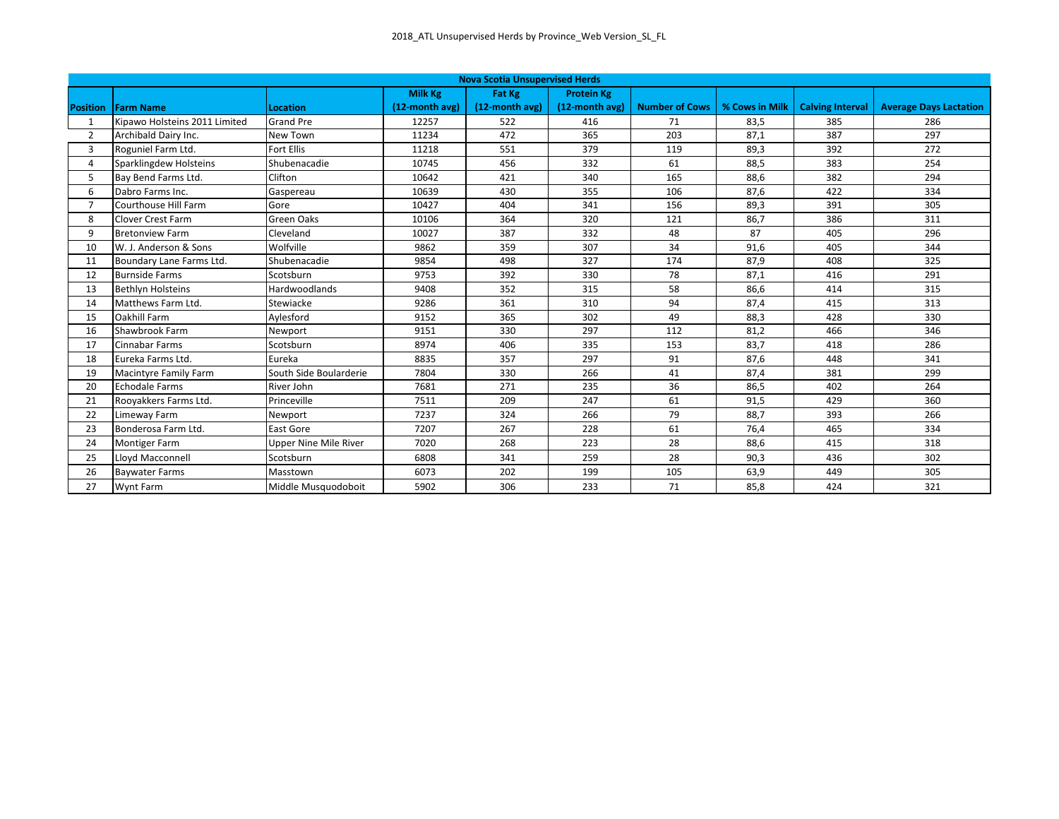## Nova Scotia Unsupervised Herds

| Position | Farm Name | Location | Milk Kg (12-month avg) | Fat Kg (12-month avg) | Protein Kg (12-month avg) | Number of Cows | % Cows in Milk | Calving Interval | Average Days Lactation |
|---|---|---|---|---|---|---|---|---|---|
| 1 | Kipawo Holsteins 2011 Limited | Grand Pre | 12257 | 522 | 416 | 71 | 83,5 | 385 | 286 |
| 2 | Archibald Dairy Inc. | New Town | 11234 | 472 | 365 | 203 | 87,1 | 387 | 297 |
| 3 | Roguniel Farm Ltd. | Fort Ellis | 11218 | 551 | 379 | 119 | 89,3 | 392 | 272 |
| 4 | Sparklingdew Holsteins | Shubenacadie | 10745 | 456 | 332 | 61 | 88,5 | 383 | 254 |
| 5 | Bay Bend Farms Ltd. | Clifton | 10642 | 421 | 340 | 165 | 88,6 | 382 | 294 |
| 6 | Dabro Farms Inc. | Gaspereau | 10639 | 430 | 355 | 106 | 87,6 | 422 | 334 |
| 7 | Courthouse Hill Farm | Gore | 10427 | 404 | 341 | 156 | 89,3 | 391 | 305 |
| 8 | Clover Crest Farm | Green Oaks | 10106 | 364 | 320 | 121 | 86,7 | 386 | 311 |
| 9 | Bretonview Farm | Cleveland | 10027 | 387 | 332 | 48 | 87 | 405 | 296 |
| 10 | W. J. Anderson & Sons | Wolfville | 9862 | 359 | 307 | 34 | 91,6 | 405 | 344 |
| 11 | Boundary Lane Farms Ltd. | Shubenacadie | 9854 | 498 | 327 | 174 | 87,9 | 408 | 325 |
| 12 | Burnside Farms | Scotsburn | 9753 | 392 | 330 | 78 | 87,1 | 416 | 291 |
| 13 | Bethlyn Holsteins | Hardwoodlands | 9408 | 352 | 315 | 58 | 86,6 | 414 | 315 |
| 14 | Matthews Farm Ltd. | Stewiacke | 9286 | 361 | 310 | 94 | 87,4 | 415 | 313 |
| 15 | Oakhill Farm | Aylesford | 9152 | 365 | 302 | 49 | 88,3 | 428 | 330 |
| 16 | Shawbrook Farm | Newport | 9151 | 330 | 297 | 112 | 81,2 | 466 | 346 |
| 17 | Cinnabar Farms | Scotsburn | 8974 | 406 | 335 | 153 | 83,7 | 418 | 286 |
| 18 | Eureka Farms Ltd. | Eureka | 8835 | 357 | 297 | 91 | 87,6 | 448 | 341 |
| 19 | Macintyre Family Farm | South Side Boularderie | 7804 | 330 | 266 | 41 | 87,4 | 381 | 299 |
| 20 | Echodale Farms | River John | 7681 | 271 | 235 | 36 | 86,5 | 402 | 264 |
| 21 | Rooyakkers Farms Ltd. | Princeville | 7511 | 209 | 247 | 61 | 91,5 | 429 | 360 |
| 22 | Limeway Farm | Newport | 7237 | 324 | 266 | 79 | 88,7 | 393 | 266 |
| 23 | Bonderosa Farm Ltd. | East Gore | 7207 | 267 | 228 | 61 | 76,4 | 465 | 334 |
| 24 | Montiger Farm | Upper Nine Mile River | 7020 | 268 | 223 | 28 | 88,6 | 415 | 318 |
| 25 | Lloyd Macconnell | Scotsburn | 6808 | 341 | 259 | 28 | 90,3 | 436 | 302 |
| 26 | Baywater Farms | Masstown | 6073 | 202 | 199 | 105 | 63,9 | 449 | 305 |
| 27 | Wynt Farm | Middle Musquodoboit | 5902 | 306 | 233 | 71 | 85,8 | 424 | 321 |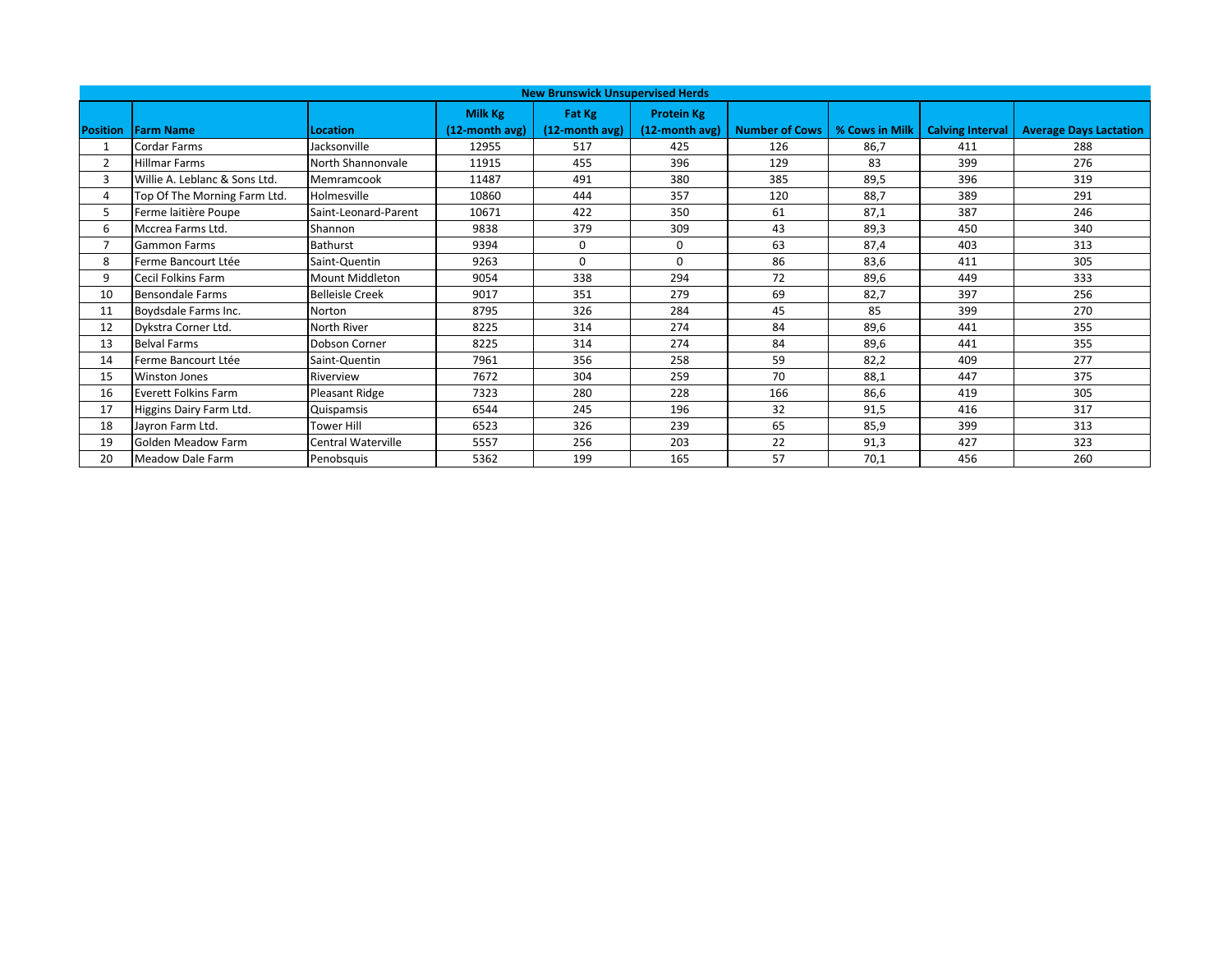| New Brunswick Unsupervised Herds | | | | | | | | | |
|---|---|---|---|---|---|---|---|---|---|
| Position | Farm Name | Location | Milk Kg (12-month avg) | Fat Kg (12-month avg) | Protein Kg (12-month avg) | Number of Cows | % Cows in Milk | Calving Interval | Average Days Lactation |
| 1 | Cordar Farms | Jacksonville | 12955 | 517 | 425 | 126 | 86,7 | 411 | 288 |
| 2 | Hillmar Farms | North Shannonvale | 11915 | 455 | 396 | 129 | 83 | 399 | 276 |
| 3 | Willie A. Leblanc & Sons Ltd. | Memramcook | 11487 | 491 | 380 | 385 | 89,5 | 396 | 319 |
| 4 | Top Of The Morning Farm Ltd. | Holmesville | 10860 | 444 | 357 | 120 | 88,7 | 389 | 291 |
| 5 | Ferme laitière Poupe | Saint-Leonard-Parent | 10671 | 422 | 350 | 61 | 87,1 | 387 | 246 |
| 6 | Mccrea Farms Ltd. | Shannon | 9838 | 379 | 309 | 43 | 89,3 | 450 | 340 |
| 7 | Gammon Farms | Bathurst | 9394 | 0 | 0 | 63 | 87,4 | 403 | 313 |
| 8 | Ferme Bancourt Ltée | Saint-Quentin | 9263 | 0 | 0 | 86 | 83,6 | 411 | 305 |
| 9 | Cecil Folkins Farm | Mount Middleton | 9054 | 338 | 294 | 72 | 89,6 | 449 | 333 |
| 10 | Bensondale Farms | Belleisle Creek | 9017 | 351 | 279 | 69 | 82,7 | 397 | 256 |
| 11 | Boydsdale Farms Inc. | Norton | 8795 | 326 | 284 | 45 | 85 | 399 | 270 |
| 12 | Dykstra Corner Ltd. | North River | 8225 | 314 | 274 | 84 | 89,6 | 441 | 355 |
| 13 | Belval Farms | Dobson Corner | 8225 | 314 | 274 | 84 | 89,6 | 441 | 355 |
| 14 | Ferme Bancourt Ltée | Saint-Quentin | 7961 | 356 | 258 | 59 | 82,2 | 409 | 277 |
| 15 | Winston Jones | Riverview | 7672 | 304 | 259 | 70 | 88,1 | 447 | 375 |
| 16 | Everett Folkins Farm | Pleasant Ridge | 7323 | 280 | 228 | 166 | 86,6 | 419 | 305 |
| 17 | Higgins Dairy Farm Ltd. | Quispamsis | 6544 | 245 | 196 | 32 | 91,5 | 416 | 317 |
| 18 | Jayron Farm Ltd. | Tower Hill | 6523 | 326 | 239 | 65 | 85,9 | 399 | 313 |
| 19 | Golden Meadow Farm | Central Waterville | 5557 | 256 | 203 | 22 | 91,3 | 427 | 323 |
| 20 | Meadow Dale Farm | Penobsquis | 5362 | 199 | 165 | 57 | 70,1 | 456 | 260 |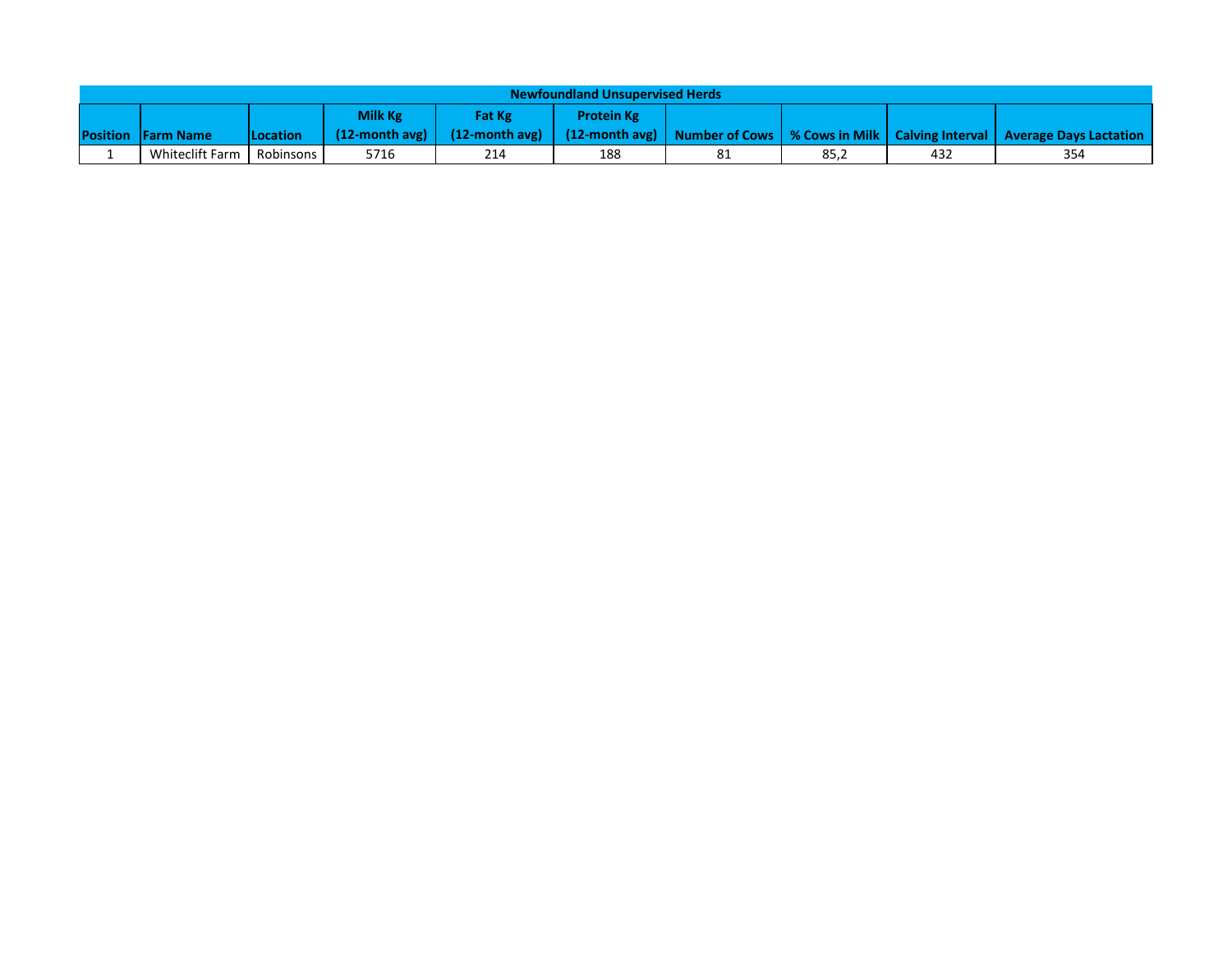| Newfoundland Unsupervised Herds | | | | | | | | | |
|---|---|---|---|---|---|---|---|---|---|
| Position | Farm Name | Location | Milk Kg (12-month avg) | Fat Kg (12-month avg) | Protein Kg (12-month avg) | Number of Cows | % Cows in Milk | Calving Interval | Average Days Lactation |
| 1 | Whiteclift Farm | Robinsons | 5716 | 214 | 188 | 81 | 85,2 | 432 | 354 |